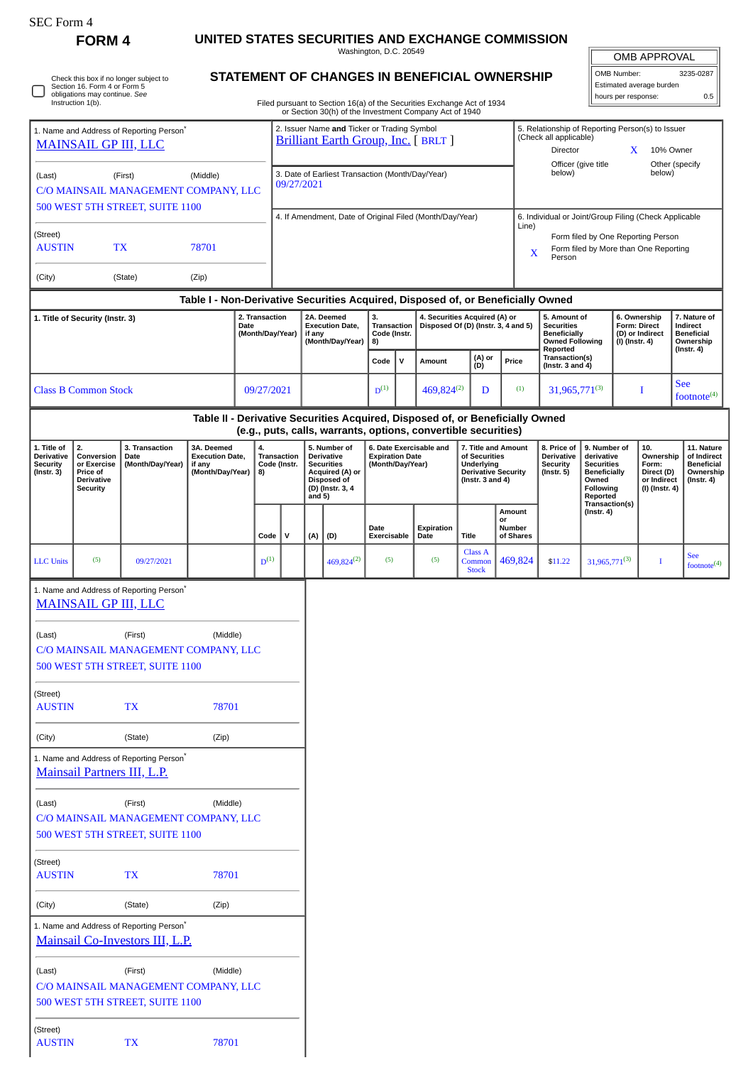SEC Form 4

**FORM 4**

# UNITED STATES SECURITIES AND EXCHANGE COMMISSION

Washington, D.C. 20549

## STATEMENT OF CHANGES IN BENEFICIAL OWNERSHIP

Check this box if no longer subject to Section 16. Form 4 or Form 5 obligations may continue. *See* Instruction 1(b).

Filed pursuant to Section 16(a) of the Securities Exchange Act of 1934 or Section 30(h) of the Investment Company Act of 1940

| OMB APPROVAL | |
|---|---|
| OMB Number: | 3235-0287 |
| Estimated average burden | |
| hours per response: | 0.5 |

1. Name and Address of Reporting Person*
MAINSAIL GP III, LLC

(Last) (First) (Middle)
C/O MAINSAIL MANAGEMENT COMPANY, LLC
500 WEST 5TH STREET, SUITE 1100

(Street)
AUSTIN TX 78701

(City) (State) (Zip)

2. Issuer Name **and** Ticker or Trading Symbol
Brilliant Earth Group, Inc. [ BRLT ]

3. Date of Earliest Transaction (Month/Day/Year)
09/27/2021

4. If Amendment, Date of Original Filed (Month/Day/Year)

5. Relationship of Reporting Person(s) to Issuer (Check all applicable)
Director
X 10% Owner
Officer (give title below)
Other (specify below)

6. Individual or Joint/Group Filing (Check Applicable Line)
Form filed by One Reporting Person
X Form filed by More than One Reporting Person

### Table I - Non-Derivative Securities Acquired, Disposed of, or Beneficially Owned

| 1. Title of Security (Instr. 3) | 2. Transaction Date (Month/Day/Year) | 2A. Deemed Execution Date, if any (Month/Day/Year) | 3. Transaction Code (Instr. 8) | | 4. Securities Acquired (A) or Disposed Of (D) (Instr. 3, 4 and 5) | | | 5. Amount of Securities Beneficially Owned Following Reported Transaction(s) (Instr. 3 and 4) | 6. Ownership Form: Direct (D) or Indirect (I) (Instr. 4) | 7. Nature of Indirect Beneficial Ownership (Instr. 4) |
|---|---|---|---|---|---|---|---|---|---|---|
| | | | Code | V | Amount | (A) or (D) | Price | | | |
| Class B Common Stock | 09/27/2021 | | D[1] | | 469,824[2] | D | [1] | 31,965,771[3] | I | See footnote[4] |

### Table II - Derivative Securities Acquired, Disposed of, or Beneficially Owned (e.g., puts, calls, warrants, options, convertible securities)

| 1. Title of Derivative Security (Instr. 3) | 2. Conversion or Exercise Price of Derivative Security | 3. Transaction Date (Month/Day/Year) | 3A. Deemed Execution Date, if any (Month/Day/Year) | 4. Transaction Code (Instr. 8) | | 5. Number of Derivative Securities Acquired (A) or Disposed of (D) (Instr. 3, 4 and 5) | | 6. Date Exercisable and Expiration Date (Month/Day/Year) | | 7. Title and Amount of Securities Underlying Derivative Security (Instr. 3 and 4) | | 8. Price of Derivative Security (Instr. 5) | 9. Number of derivative Securities Beneficially Owned Following Reported Transaction(s) (Instr. 4) | 10. Ownership Form: Direct (D) or Indirect (I) (Instr. 4) | 11. Nature of Indirect Beneficial Ownership (Instr. 4) |
|---|---|---|---|---|---|---|---|---|---|---|---|---|---|---|---|
| | | | | Code | V | (A) | (D) | Date Exercisable | Expiration Date | Title | Amount or Number of Shares | | | | |
| LLC Units | [5] | 09/27/2021 | | D[1] | | | 469,824[2] | [5] | [5] | Class A Common Stock | 469,824 | $11.22 | 31,965,771[3] | I | See footnote[4] |

1. Name and Address of Reporting Person*
MAINSAIL GP III, LLC

(Last) (First) (Middle)
C/O MAINSAIL MANAGEMENT COMPANY, LLC
500 WEST 5TH STREET, SUITE 1100

(Street)
AUSTIN TX 78701

(City) (State) (Zip)

1. Name and Address of Reporting Person*
Mainsail Partners III, L.P.

(Last) (First) (Middle)
C/O MAINSAIL MANAGEMENT COMPANY, LLC
500 WEST 5TH STREET, SUITE 1100

(Street)
AUSTIN TX 78701

(City) (State) (Zip)

1. Name and Address of Reporting Person*
Mainsail Co-Investors III, L.P.

(Last) (First) (Middle)
C/O MAINSAIL MANAGEMENT COMPANY, LLC
500 WEST 5TH STREET, SUITE 1100

(Street)
AUSTIN TX 78701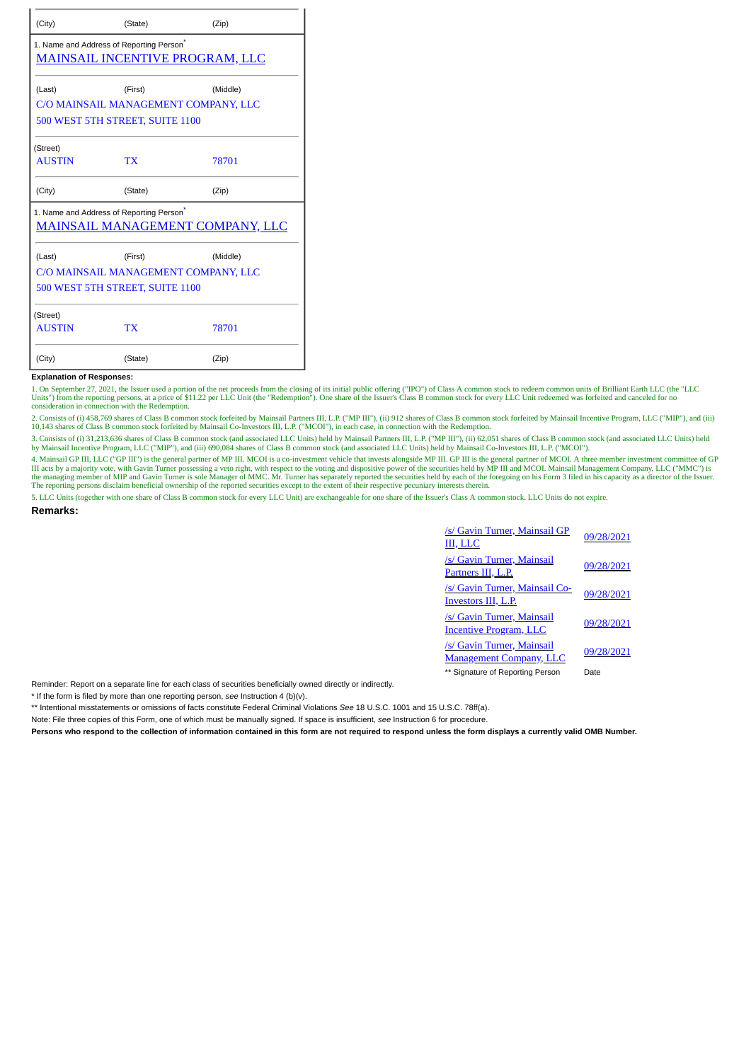| (City) | (State) | (Zip) |
|---|---|---|

1. Name and Address of Reporting Person*

MAINSAIL INCENTIVE PROGRAM, LLC

| (Last) | (First) | (Middle) |
|---|---|---|

C/O MAINSAIL MANAGEMENT COMPANY, LLC
500 WEST 5TH STREET, SUITE 1100

(Street)

| AUSTIN | TX | 78701 |
|---|---|---|
| (City) | (State) | (Zip) |

1. Name and Address of Reporting Person*

MAINSAIL MANAGEMENT COMPANY, LLC

| (Last) | (First) | (Middle) |
|---|---|---|

C/O MAINSAIL MANAGEMENT COMPANY, LLC
500 WEST 5TH STREET, SUITE 1100

(Street)

| AUSTIN | TX | 78701 |
|---|---|---|
| (City) | (State) | (Zip) |

**Explanation of Responses:**

1. On September 27, 2021, the Issuer used a portion of the net proceeds from the closing of its initial public offering ("IPO") of Class A common stock to redeem common units of Brilliant Earth LLC (the "LLC Units") from the reporting persons, at a price of $11.22 per LLC Unit (the "Redemption"). One share of the Issuer's Class B common stock for every LLC Unit redeemed was forfeited and canceled for no consideration in connection with the Redemption.

2. Consists of (i) 458,769 shares of Class B common stock forfeited by Mainsail Partners III, L.P. ("MP III"), (ii) 912 shares of Class B common stock forfeited by Mainsail Incentive Program, LLC ("MIP"), and (iii) 10,143 shares of Class B common stock forfeited by Mainsail Co-Investors III, L.P. ("MCOI"), in each case, in connection with the Redemption.

3. Consists of (i) 31,213,636 shares of Class B common stock (and associated LLC Units) held by Mainsail Partners III, L.P. ("MP III"), (ii) 62,051 shares of Class B common stock (and associated LLC Units) held by Mainsail Incentive Program, LLC ("MIP"), and (iii) 690,084 shares of Class B common stock (and associated LLC Units) held by Mainsail Co-Investors III, L.P. ("MCOI").

4. Mainsail GP III, LLC ("GP III") is the general partner of MP III. MCOI is a co-investment vehicle that invests alongside MP III. GP III is the general partner of MCOI. A three member investment committee of GP III acts by a majority vote, with Gavin Turner possessing a veto right, with respect to the voting and dispositive power of the securities held by MP III and MCOI. Mainsail Management Company, LLC ("MMC") is the managing member of MIP and Gavin Turner is sole Manager of MMC. Mr. Turner has separately reported the securities held by each of the foregoing on his Form 3 filed in his capacity as a director of the Issuer. The reporting persons disclaim beneficial ownership of the reported securities except to the extent of their respective pecuniary interests therein.

5. LLC Units (together with one share of Class B common stock for every LLC Unit) are exchangeable for one share of the Issuer's Class A common stock. LLC Units do not expire.

**Remarks:**

| | |
|---|---|
| /s/ Gavin Turner, Mainsail GP III, LLC | 09/28/2021 |
| /s/ Gavin Turner, Mainsail Partners III, L.P. | 09/28/2021 |
| /s/ Gavin Turner, Mainsail Co-Investors III, L.P. | 09/28/2021 |
| /s/ Gavin Turner, Mainsail Incentive Program, LLC | 09/28/2021 |
| /s/ Gavin Turner, Mainsail Management Company, LLC | 09/28/2021 |
| ** Signature of Reporting Person | Date |

Reminder: Report on a separate line for each class of securities beneficially owned directly or indirectly.

* If the form is filed by more than one reporting person, *see* Instruction 4 (b)(v).

** Intentional misstatements or omissions of facts constitute Federal Criminal Violations *See* 18 U.S.C. 1001 and 15 U.S.C. 78ff(a).

Note: File three copies of this Form, one of which must be manually signed. If space is insufficient, *see* Instruction 6 for procedure.

**Persons who respond to the collection of information contained in this form are not required to respond unless the form displays a currently valid OMB Number.**